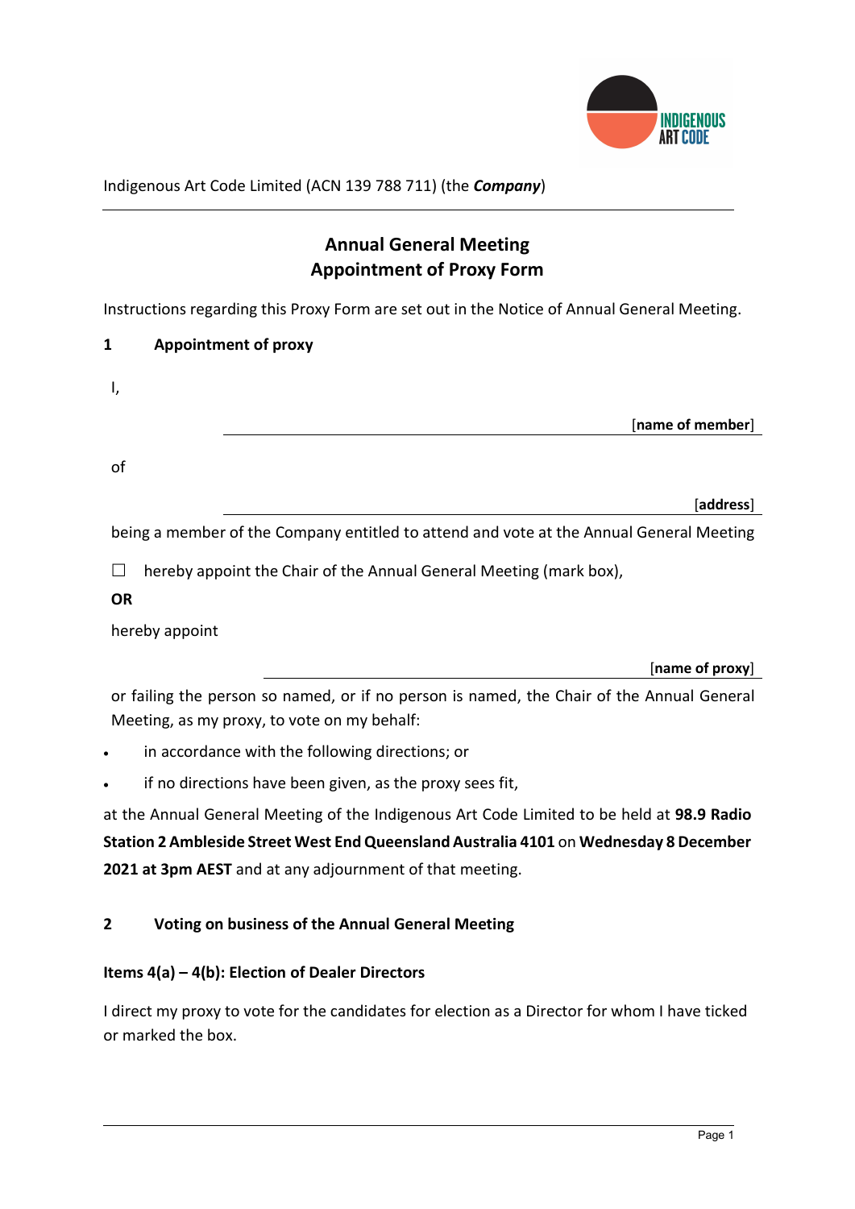Indigenous Art Code Limited (ACN 139 788 711) (the ***Company***)

# Annual General Meeting
# Appointment of Proxy Form

Instructions regarding this Proxy Form are set out in the Notice of Annual General Meeting.

## 1 Appointment of proxy

I,

\_\_\_\_\_\_\_\_\_\_\_\_\_\_\_\_\_\_\_\_\_\_\_\_\_\_\_\_\_\_\_\_\_\_\_\_ [**name of member**]

of

\_\_\_\_\_\_\_\_\_\_\_\_\_\_\_\_\_\_\_\_\_\_\_\_\_\_\_\_\_\_\_\_\_\_\_\_ [**address**]

being a member of the Company entitled to attend and vote at the Annual General Meeting

☐ hereby appoint the Chair of the Annual General Meeting (mark box),

**OR**

hereby appoint

\_\_\_\_\_\_\_\_\_\_\_\_\_\_\_\_\_\_\_\_\_\_\_\_\_\_\_\_\_\_\_\_\_\_\_\_ [**name of proxy**]

or failing the person so named, or if no person is named, the Chair of the Annual General Meeting, as my proxy, to vote on my behalf:

- in accordance with the following directions; or
- if no directions have been given, as the proxy sees fit,

at the Annual General Meeting of the Indigenous Art Code Limited to be held at **98.9 Radio Station 2 Ambleside Street West End Queensland Australia 4101** on **Wednesday 8 December 2021 at 3pm AEST** and at any adjournment of that meeting.

## 2 Voting on business of the Annual General Meeting

### Items 4(a) – 4(b): Election of Dealer Directors

I direct my proxy to vote for the candidates for election as a Director for whom I have ticked or marked the box.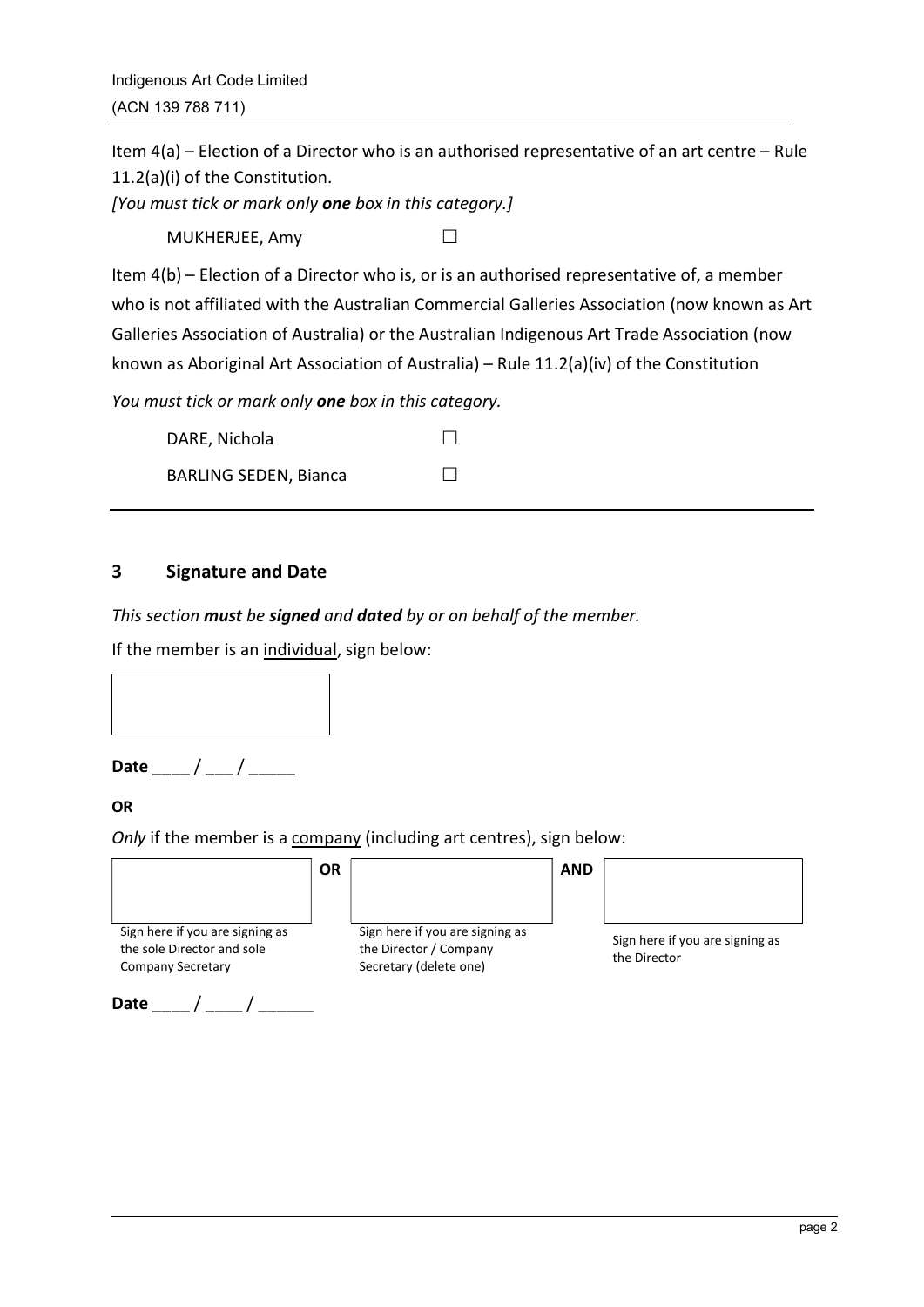Item 4(a) – Election of a Director who is an authorised representative of an art centre – Rule 11.2(a)(i) of the Constitution.

*[You must tick or mark only **one** box in this category.]*

MUKHERJEE, Amy ☐

Item 4(b) – Election of a Director who is, or is an authorised representative of, a member who is not affiliated with the Australian Commercial Galleries Association (now known as Art Galleries Association of Australia) or the Australian Indigenous Art Trade Association (now known as Aboriginal Art Association of Australia) – Rule 11.2(a)(iv) of the Constitution

*You must tick or mark only **one** box in this category.*

DARE, Nichola ☐

BARLING SEDEN, Bianca ☐

---

## 3 Signature and Date

*This section **must** be **signed** and **dated** by or on behalf of the member.*

If the member is an individual, sign below:

**Date** ____ / ___ / _____

**OR**

*Only* if the member is a company (including art centres), sign below:

| | | | | |
|---|---|---|---|---|
| Sign here if you are signing as the sole Director and sole Company Secretary | **OR** | Sign here if you are signing as the Director / Company Secretary (delete one) | **AND** | Sign here if you are signing as the Director |

**Date** ____ / ____ / ______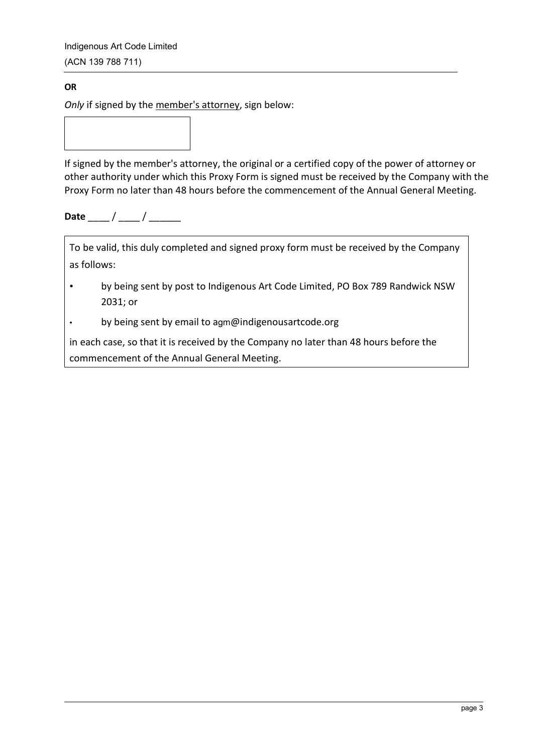**OR**

*Only* if signed by the member's attorney, sign below:

If signed by the member's attorney, the original or a certified copy of the power of attorney or other authority under which this Proxy Form is signed must be received by the Company with the Proxy Form no later than 48 hours before the commencement of the Annual General Meeting.

**Date** ____ / ____ / ______

To be valid, this duly completed and signed proxy form must be received by the Company as follows:

- by being sent by post to Indigenous Art Code Limited, PO Box 789 Randwick NSW 2031; or
- by being sent by email to agm@indigenousartcode.org

in each case, so that it is received by the Company no later than 48 hours before the commencement of the Annual General Meeting.